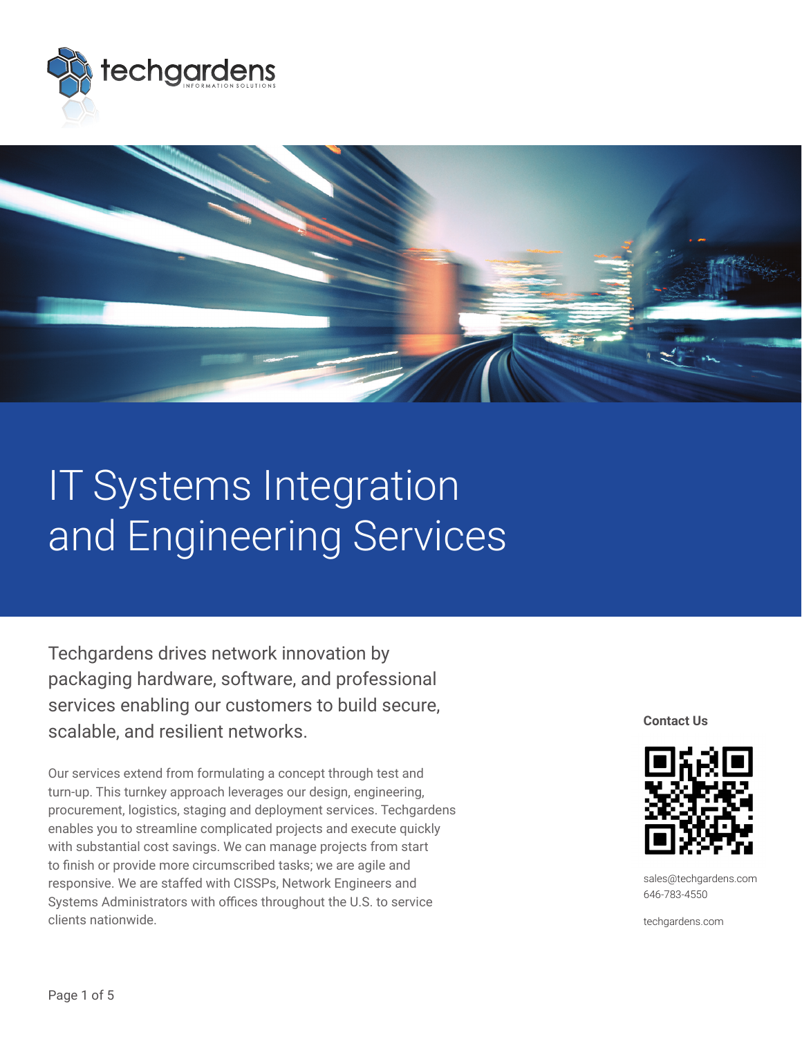techgardens
INFORMATION SOLUTIONS

# IT Systems Integration and Engineering Services

Techgardens drives network innovation by packaging hardware, software, and professional services enabling our customers to build secure, scalable, and resilient networks.

Our services extend from formulating a concept through test and turn-up. This turnkey approach leverages our design, engineering, procurement, logistics, staging and deployment services. Techgardens enables you to streamline complicated projects and execute quickly with substantial cost savings. We can manage projects from start to finish or provide more circumscribed tasks; we are agile and responsive. We are staffed with CISSPs, Network Engineers and Systems Administrators with offices throughout the U.S. to service clients nationwide.

**Contact Us**

sales@techgardens.com
646-783-4550

techgardens.com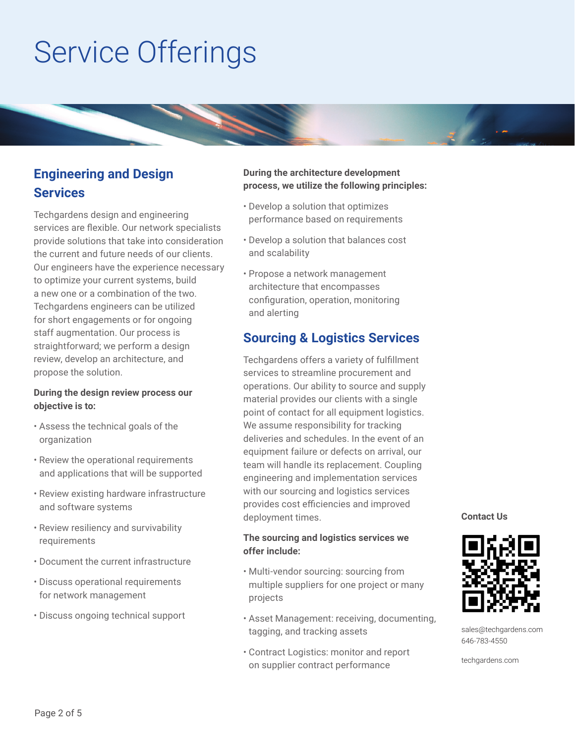# Service Offerings

## Engineering and Design Services

Techgardens design and engineering services are flexible. Our network specialists provide solutions that take into consideration the current and future needs of our clients. Our engineers have the experience necessary to optimize your current systems, build a new one or a combination of the two. Techgardens engineers can be utilized for short engagements or for ongoing staff augmentation. Our process is straightforward; we perform a design review, develop an architecture, and propose the solution.

**During the design review process our objective is to:**

- Assess the technical goals of the organization
- Review the operational requirements and applications that will be supported
- Review existing hardware infrastructure and software systems
- Review resiliency and survivability requirements
- Document the current infrastructure
- Discuss operational requirements for network management
- Discuss ongoing technical support

**During the architecture development process, we utilize the following principles:**

- Develop a solution that optimizes performance based on requirements
- Develop a solution that balances cost and scalability
- Propose a network management architecture that encompasses configuration, operation, monitoring and alerting

## Sourcing & Logistics Services

Techgardens offers a variety of fulfillment services to streamline procurement and operations. Our ability to source and supply material provides our clients with a single point of contact for all equipment logistics. We assume responsibility for tracking deliveries and schedules. In the event of an equipment failure or defects on arrival, our team will handle its replacement. Coupling engineering and implementation services with our sourcing and logistics services provides cost efficiencies and improved deployment times.

**The sourcing and logistics services we offer include:**

- Multi-vendor sourcing: sourcing from multiple suppliers for one project or many projects
- Asset Management: receiving, documenting, tagging, and tracking assets
- Contract Logistics: monitor and report on supplier contract performance

**Contact Us**

sales@techgardens.com
646-783-4550

techgardens.com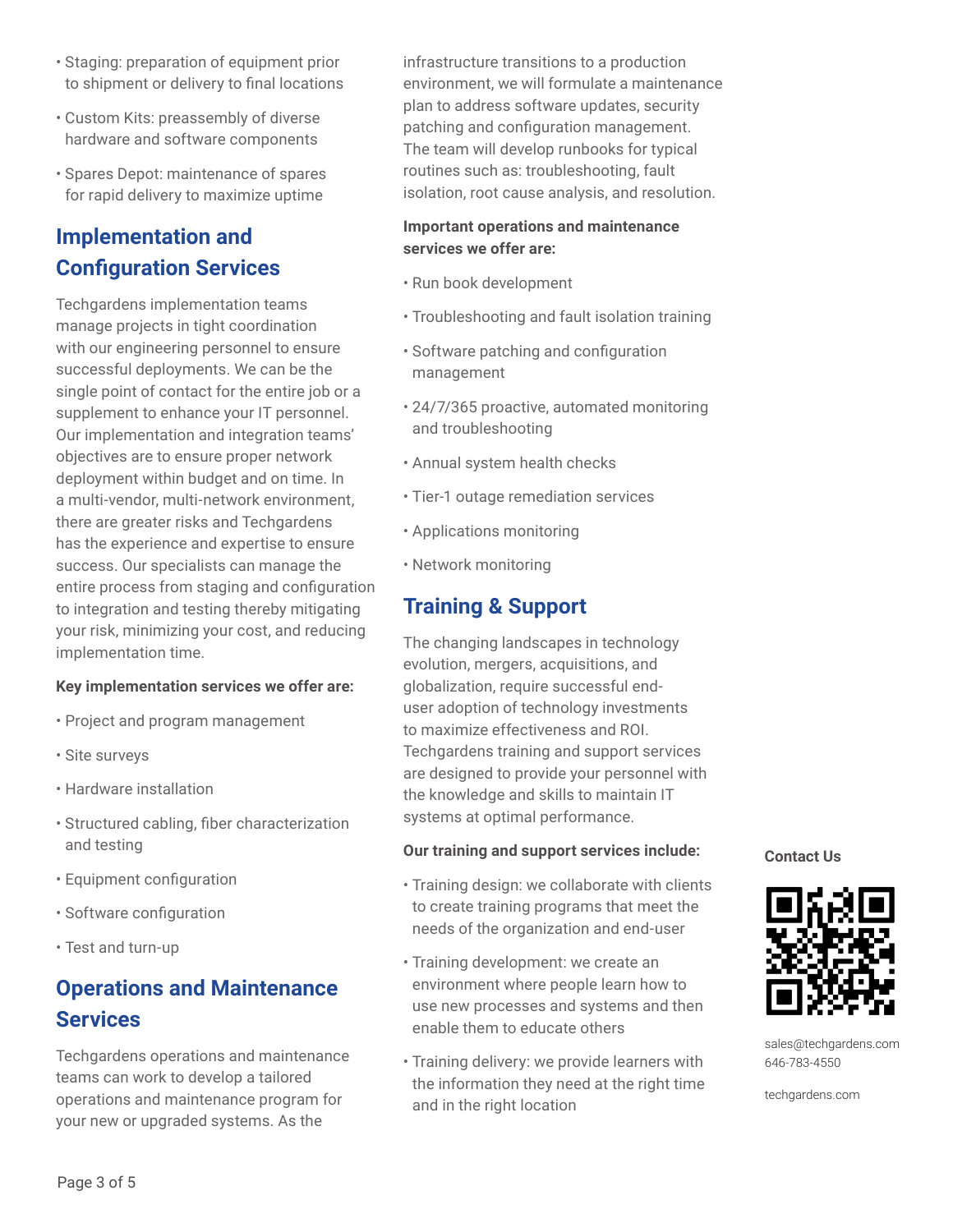- Staging: preparation of equipment prior to shipment or delivery to final locations
- Custom Kits: preassembly of diverse hardware and software components
- Spares Depot: maintenance of spares for rapid delivery to maximize uptime

## Implementation and Configuration Services

Techgardens implementation teams manage projects in tight coordination with our engineering personnel to ensure successful deployments. We can be the single point of contact for the entire job or a supplement to enhance your IT personnel. Our implementation and integration teams' objectives are to ensure proper network deployment within budget and on time. In a multi-vendor, multi-network environment, there are greater risks and Techgardens has the experience and expertise to ensure success. Our specialists can manage the entire process from staging and configuration to integration and testing thereby mitigating your risk, minimizing your cost, and reducing implementation time.

**Key implementation services we offer are:**

- Project and program management
- Site surveys
- Hardware installation
- Structured cabling, fiber characterization and testing
- Equipment configuration
- Software configuration
- Test and turn-up

## Operations and Maintenance Services

Techgardens operations and maintenance teams can work to develop a tailored operations and maintenance program for your new or upgraded systems. As the infrastructure transitions to a production environment, we will formulate a maintenance plan to address software updates, security patching and configuration management. The team will develop runbooks for typical routines such as: troubleshooting, fault isolation, root cause analysis, and resolution.

**Important operations and maintenance services we offer are:**

- Run book development
- Troubleshooting and fault isolation training
- Software patching and configuration management
- 24/7/365 proactive, automated monitoring and troubleshooting
- Annual system health checks
- Tier-1 outage remediation services
- Applications monitoring
- Network monitoring

## Training & Support

The changing landscapes in technology evolution, mergers, acquisitions, and globalization, require successful end-user adoption of technology investments to maximize effectiveness and ROI. Techgardens training and support services are designed to provide your personnel with the knowledge and skills to maintain IT systems at optimal performance.

**Our training and support services include:**

- Training design: we collaborate with clients to create training programs that meet the needs of the organization and end-user
- Training development: we create an environment where people learn how to use new processes and systems and then enable them to educate others
- Training delivery: we provide learners with the information they need at the right time and in the right location

**Contact Us**

sales@techgardens.com
646-783-4550

techgardens.com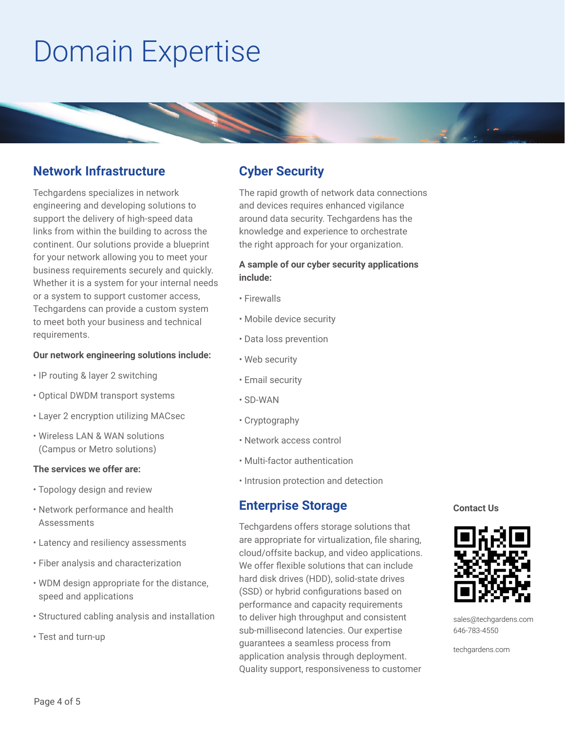# Domain Expertise

## Network Infrastructure

Techgardens specializes in network engineering and developing solutions to support the delivery of high-speed data links from within the building to across the continent. Our solutions provide a blueprint for your network allowing you to meet your business requirements securely and quickly. Whether it is a system for your internal needs or a system to support customer access, Techgardens can provide a custom system to meet both your business and technical requirements.

**Our network engineering solutions include:**

- IP routing & layer 2 switching
- Optical DWDM transport systems
- Layer 2 encryption utilizing MACsec
- Wireless LAN & WAN solutions (Campus or Metro solutions)

**The services we offer are:**

- Topology design and review
- Network performance and health Assessments
- Latency and resiliency assessments
- Fiber analysis and characterization
- WDM design appropriate for the distance, speed and applications
- Structured cabling analysis and installation
- Test and turn-up

## Cyber Security

The rapid growth of network data connections and devices requires enhanced vigilance around data security. Techgardens has the knowledge and experience to orchestrate the right approach for your organization.

**A sample of our cyber security applications include:**

- Firewalls
- Mobile device security
- Data loss prevention
- Web security
- Email security
- SD-WAN
- Cryptography
- Network access control
- Multi-factor authentication
- Intrusion protection and detection

## Enterprise Storage

Techgardens offers storage solutions that are appropriate for virtualization, file sharing, cloud/offsite backup, and video applications. We offer flexible solutions that can include hard disk drives (HDD), solid-state drives (SSD) or hybrid configurations based on performance and capacity requirements to deliver high throughput and consistent sub-millisecond latencies. Our expertise guarantees a seamless process from application analysis through deployment. Quality support, responsiveness to customer

**Contact Us**

sales@techgardens.com
646-783-4550

techgardens.com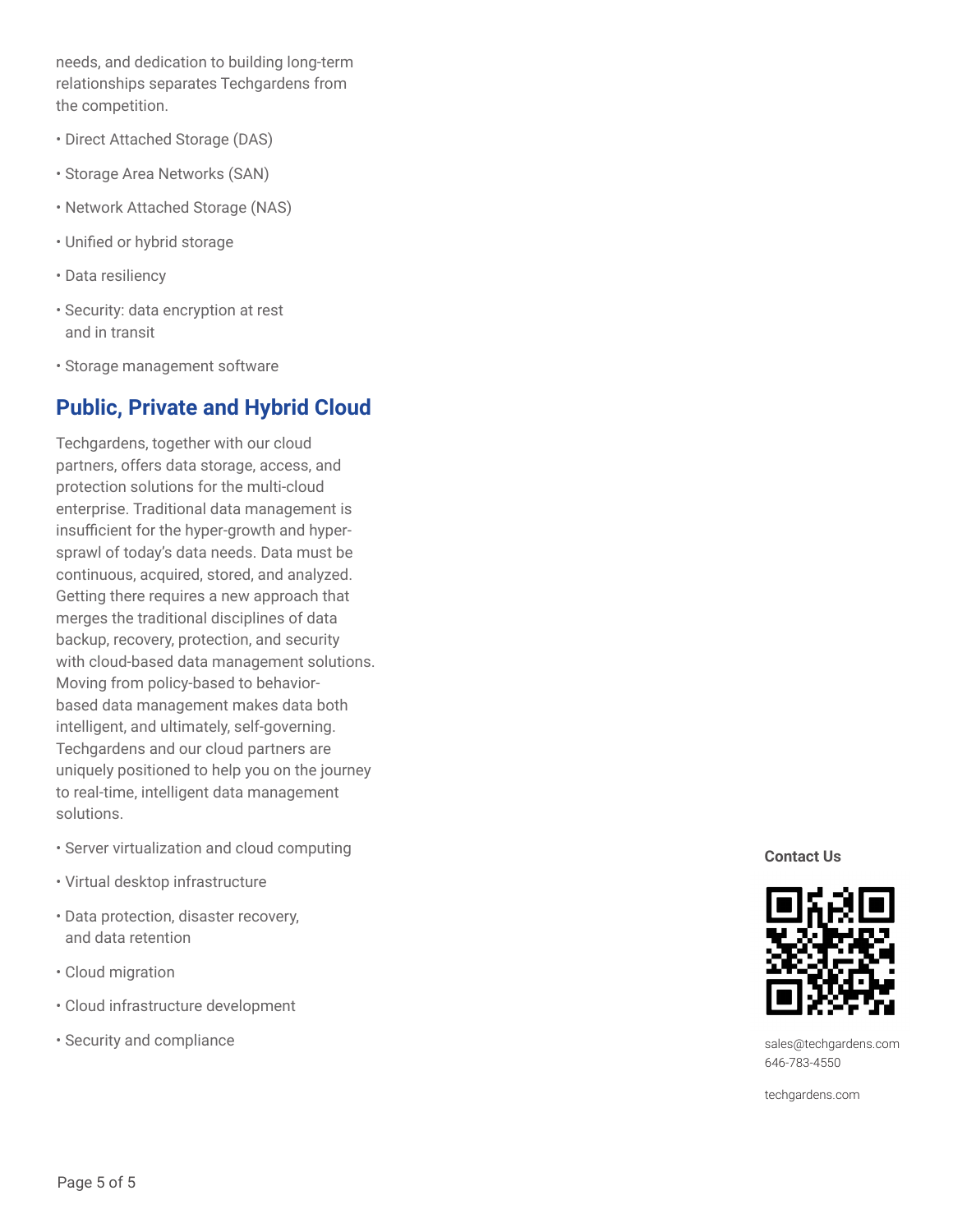needs, and dedication to building long-term relationships separates Techgardens from the competition.

- Direct Attached Storage (DAS)
- Storage Area Networks (SAN)
- Network Attached Storage (NAS)
- Unified or hybrid storage
- Data resiliency
- Security: data encryption at rest and in transit
- Storage management software

## Public, Private and Hybrid Cloud

Techgardens, together with our cloud partners, offers data storage, access, and protection solutions for the multi-cloud enterprise. Traditional data management is insufficient for the hyper-growth and hyper-sprawl of today's data needs. Data must be continuous, acquired, stored, and analyzed. Getting there requires a new approach that merges the traditional disciplines of data backup, recovery, protection, and security with cloud-based data management solutions. Moving from policy-based to behavior-based data management makes data both intelligent, and ultimately, self-governing. Techgardens and our cloud partners are uniquely positioned to help you on the journey to real-time, intelligent data management solutions.

- Server virtualization and cloud computing
- Virtual desktop infrastructure
- Data protection, disaster recovery, and data retention
- Cloud migration
- Cloud infrastructure development
- Security and compliance

**Contact Us**

sales@techgardens.com
646-783-4550

techgardens.com